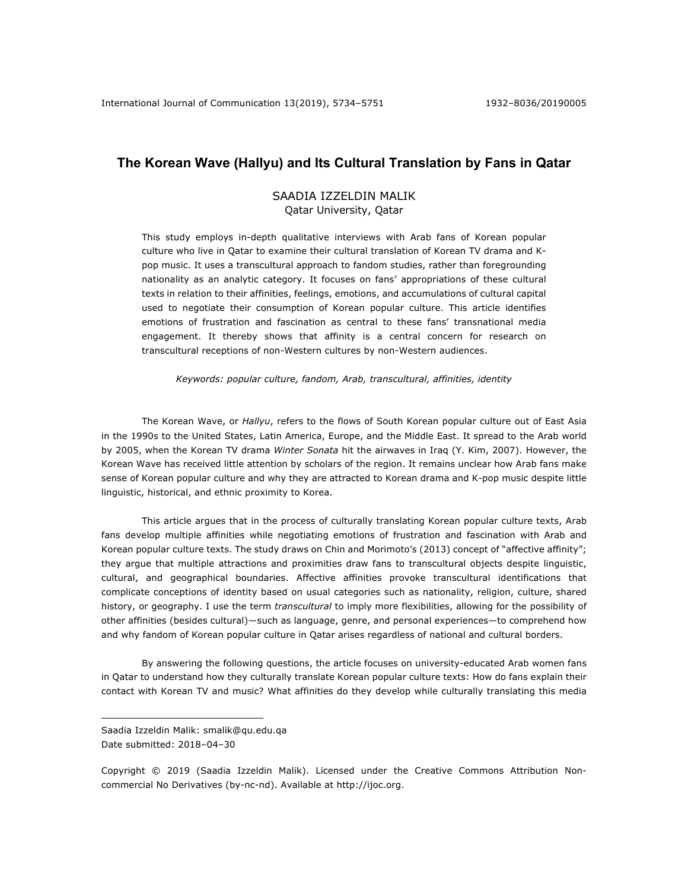# The Korean Wave (Hallyu) and Its Cultural Translation by Fans in Qatar

SAADIA IZZELDIN MALIK
Qatar University, Qatar

This study employs in-depth qualitative interviews with Arab fans of Korean popular culture who live in Qatar to examine their cultural translation of Korean TV drama and K-pop music. It uses a transcultural approach to fandom studies, rather than foregrounding nationality as an analytic category. It focuses on fans' appropriations of these cultural texts in relation to their affinities, feelings, emotions, and accumulations of cultural capital used to negotiate their consumption of Korean popular culture. This article identifies emotions of frustration and fascination as central to these fans' transnational media engagement. It thereby shows that affinity is a central concern for research on transcultural receptions of non-Western cultures by non-Western audiences.

*Keywords: popular culture, fandom, Arab, transcultural, affinities, identity*

The Korean Wave, or *Hallyu*, refers to the flows of South Korean popular culture out of East Asia in the 1990s to the United States, Latin America, Europe, and the Middle East. It spread to the Arab world by 2005, when the Korean TV drama *Winter Sonata* hit the airwaves in Iraq (Y. Kim, 2007). However, the Korean Wave has received little attention by scholars of the region. It remains unclear how Arab fans make sense of Korean popular culture and why they are attracted to Korean drama and K-pop music despite little linguistic, historical, and ethnic proximity to Korea.

This article argues that in the process of culturally translating Korean popular culture texts, Arab fans develop multiple affinities while negotiating emotions of frustration and fascination with Arab and Korean popular culture texts. The study draws on Chin and Morimoto's (2013) concept of "affective affinity"; they argue that multiple attractions and proximities draw fans to transcultural objects despite linguistic, cultural, and geographical boundaries. Affective affinities provoke transcultural identifications that complicate conceptions of identity based on usual categories such as nationality, religion, culture, shared history, or geography. I use the term *transcultural* to imply more flexibilities, allowing for the possibility of other affinities (besides cultural)—such as language, genre, and personal experiences—to comprehend how and why fandom of Korean popular culture in Qatar arises regardless of national and cultural borders.

By answering the following questions, the article focuses on university-educated Arab women fans in Qatar to understand how they culturally translate Korean popular culture texts: How do fans explain their contact with Korean TV and music? What affinities do they develop while culturally translating this media

---

Saadia Izzeldin Malik: smalik@qu.edu.qa
Date submitted: 2018–04–30

Copyright © 2019 (Saadia Izzeldin Malik). Licensed under the Creative Commons Attribution Non-commercial No Derivatives (by-nc-nd). Available at http://ijoc.org.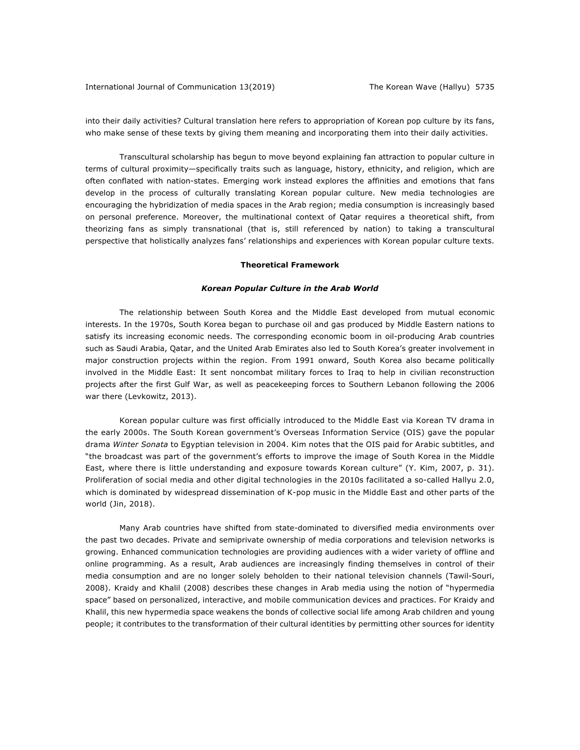into their daily activities? Cultural translation here refers to appropriation of Korean pop culture by its fans, who make sense of these texts by giving them meaning and incorporating them into their daily activities.

Transcultural scholarship has begun to move beyond explaining fan attraction to popular culture in terms of cultural proximity—specifically traits such as language, history, ethnicity, and religion, which are often conflated with nation-states. Emerging work instead explores the affinities and emotions that fans develop in the process of culturally translating Korean popular culture. New media technologies are encouraging the hybridization of media spaces in the Arab region; media consumption is increasingly based on personal preference. Moreover, the multinational context of Qatar requires a theoretical shift, from theorizing fans as simply transnational (that is, still referenced by nation) to taking a transcultural perspective that holistically analyzes fans' relationships and experiences with Korean popular culture texts.

## Theoretical Framework

### *Korean Popular Culture in the Arab World*

The relationship between South Korea and the Middle East developed from mutual economic interests. In the 1970s, South Korea began to purchase oil and gas produced by Middle Eastern nations to satisfy its increasing economic needs. The corresponding economic boom in oil-producing Arab countries such as Saudi Arabia, Qatar, and the United Arab Emirates also led to South Korea's greater involvement in major construction projects within the region. From 1991 onward, South Korea also became politically involved in the Middle East: It sent noncombat military forces to Iraq to help in civilian reconstruction projects after the first Gulf War, as well as peacekeeping forces to Southern Lebanon following the 2006 war there (Levkowitz, 2013).

Korean popular culture was first officially introduced to the Middle East via Korean TV drama in the early 2000s. The South Korean government's Overseas Information Service (OIS) gave the popular drama *Winter Sonata* to Egyptian television in 2004. Kim notes that the OIS paid for Arabic subtitles, and "the broadcast was part of the government's efforts to improve the image of South Korea in the Middle East, where there is little understanding and exposure towards Korean culture" (Y. Kim, 2007, p. 31). Proliferation of social media and other digital technologies in the 2010s facilitated a so-called Hallyu 2.0, which is dominated by widespread dissemination of K-pop music in the Middle East and other parts of the world (Jin, 2018).

Many Arab countries have shifted from state-dominated to diversified media environments over the past two decades. Private and semiprivate ownership of media corporations and television networks is growing. Enhanced communication technologies are providing audiences with a wider variety of offline and online programming. As a result, Arab audiences are increasingly finding themselves in control of their media consumption and are no longer solely beholden to their national television channels (Tawil-Souri, 2008). Kraidy and Khalil (2008) describes these changes in Arab media using the notion of "hypermedia space" based on personalized, interactive, and mobile communication devices and practices. For Kraidy and Khalil, this new hypermedia space weakens the bonds of collective social life among Arab children and young people; it contributes to the transformation of their cultural identities by permitting other sources for identity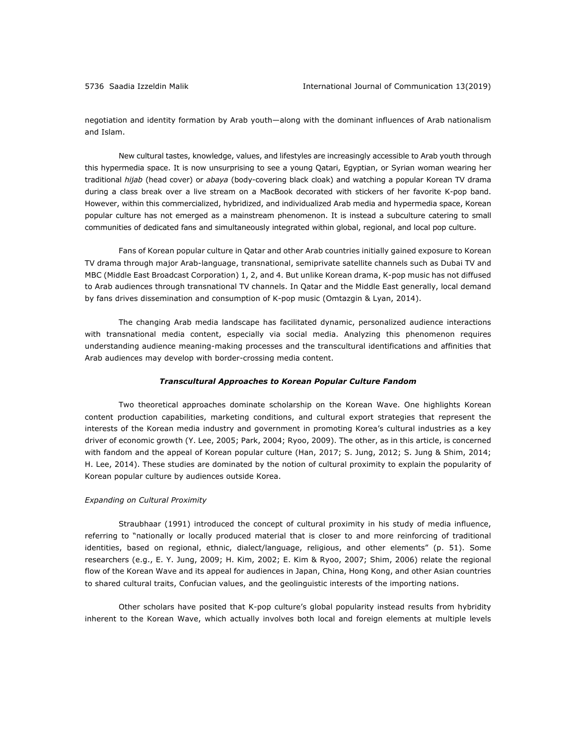negotiation and identity formation by Arab youth—along with the dominant influences of Arab nationalism and Islam.

New cultural tastes, knowledge, values, and lifestyles are increasingly accessible to Arab youth through this hypermedia space. It is now unsurprising to see a young Qatari, Egyptian, or Syrian woman wearing her traditional *hijab* (head cover) or *abaya* (body-covering black cloak) and watching a popular Korean TV drama during a class break over a live stream on a MacBook decorated with stickers of her favorite K-pop band. However, within this commercialized, hybridized, and individualized Arab media and hypermedia space, Korean popular culture has not emerged as a mainstream phenomenon. It is instead a subculture catering to small communities of dedicated fans and simultaneously integrated within global, regional, and local pop culture.

Fans of Korean popular culture in Qatar and other Arab countries initially gained exposure to Korean TV drama through major Arab-language, transnational, semiprivate satellite channels such as Dubai TV and MBC (Middle East Broadcast Corporation) 1, 2, and 4. But unlike Korean drama, K-pop music has not diffused to Arab audiences through transnational TV channels. In Qatar and the Middle East generally, local demand by fans drives dissemination and consumption of K-pop music (Omtazgin & Lyan, 2014).

The changing Arab media landscape has facilitated dynamic, personalized audience interactions with transnational media content, especially via social media. Analyzing this phenomenon requires understanding audience meaning-making processes and the transcultural identifications and affinities that Arab audiences may develop with border-crossing media content.

## ***Transcultural Approaches to Korean Popular Culture Fandom***

Two theoretical approaches dominate scholarship on the Korean Wave. One highlights Korean content production capabilities, marketing conditions, and cultural export strategies that represent the interests of the Korean media industry and government in promoting Korea's cultural industries as a key driver of economic growth (Y. Lee, 2005; Park, 2004; Ryoo, 2009). The other, as in this article, is concerned with fandom and the appeal of Korean popular culture (Han, 2017; S. Jung, 2012; S. Jung & Shim, 2014; H. Lee, 2014). These studies are dominated by the notion of cultural proximity to explain the popularity of Korean popular culture by audiences outside Korea.

### *Expanding on Cultural Proximity*

Straubhaar (1991) introduced the concept of cultural proximity in his study of media influence, referring to "nationally or locally produced material that is closer to and more reinforcing of traditional identities, based on regional, ethnic, dialect/language, religious, and other elements" (p. 51). Some researchers (e.g., E. Y. Jung, 2009; H. Kim, 2002; E. Kim & Ryoo, 2007; Shim, 2006) relate the regional flow of the Korean Wave and its appeal for audiences in Japan, China, Hong Kong, and other Asian countries to shared cultural traits, Confucian values, and the geolinguistic interests of the importing nations.

Other scholars have posited that K-pop culture's global popularity instead results from hybridity inherent to the Korean Wave, which actually involves both local and foreign elements at multiple levels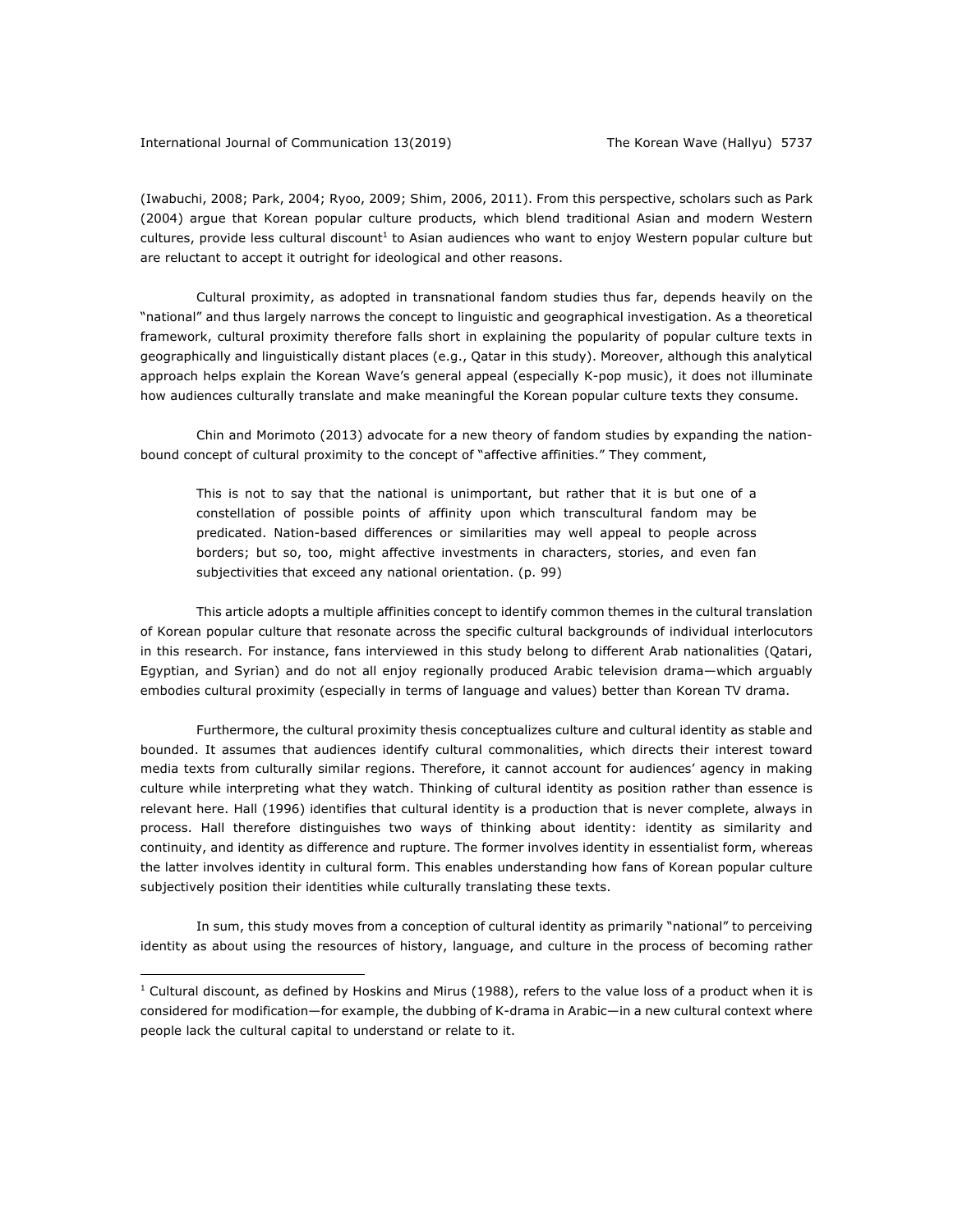(Iwabuchi, 2008; Park, 2004; Ryoo, 2009; Shim, 2006, 2011). From this perspective, scholars such as Park (2004) argue that Korean popular culture products, which blend traditional Asian and modern Western cultures, provide less cultural discount[1] to Asian audiences who want to enjoy Western popular culture but are reluctant to accept it outright for ideological and other reasons.

Cultural proximity, as adopted in transnational fandom studies thus far, depends heavily on the "national" and thus largely narrows the concept to linguistic and geographical investigation. As a theoretical framework, cultural proximity therefore falls short in explaining the popularity of popular culture texts in geographically and linguistically distant places (e.g., Qatar in this study). Moreover, although this analytical approach helps explain the Korean Wave's general appeal (especially K-pop music), it does not illuminate how audiences culturally translate and make meaningful the Korean popular culture texts they consume.

Chin and Morimoto (2013) advocate for a new theory of fandom studies by expanding the nation-bound concept of cultural proximity to the concept of "affective affinities." They comment,

> This is not to say that the national is unimportant, but rather that it is but one of a constellation of possible points of affinity upon which transcultural fandom may be predicated. Nation-based differences or similarities may well appeal to people across borders; but so, too, might affective investments in characters, stories, and even fan subjectivities that exceed any national orientation. (p. 99)

This article adopts a multiple affinities concept to identify common themes in the cultural translation of Korean popular culture that resonate across the specific cultural backgrounds of individual interlocutors in this research. For instance, fans interviewed in this study belong to different Arab nationalities (Qatari, Egyptian, and Syrian) and do not all enjoy regionally produced Arabic television drama—which arguably embodies cultural proximity (especially in terms of language and values) better than Korean TV drama.

Furthermore, the cultural proximity thesis conceptualizes culture and cultural identity as stable and bounded. It assumes that audiences identify cultural commonalities, which directs their interest toward media texts from culturally similar regions. Therefore, it cannot account for audiences' agency in making culture while interpreting what they watch. Thinking of cultural identity as position rather than essence is relevant here. Hall (1996) identifies that cultural identity is a production that is never complete, always in process. Hall therefore distinguishes two ways of thinking about identity: identity as similarity and continuity, and identity as difference and rupture. The former involves identity in essentialist form, whereas the latter involves identity in cultural form. This enables understanding how fans of Korean popular culture subjectively position their identities while culturally translating these texts.

In sum, this study moves from a conception of cultural identity as primarily "national" to perceiving identity as about using the resources of history, language, and culture in the process of becoming rather

---

[1] Cultural discount, as defined by Hoskins and Mirus (1988), refers to the value loss of a product when it is considered for modification—for example, the dubbing of K-drama in Arabic—in a new cultural context where people lack the cultural capital to understand or relate to it.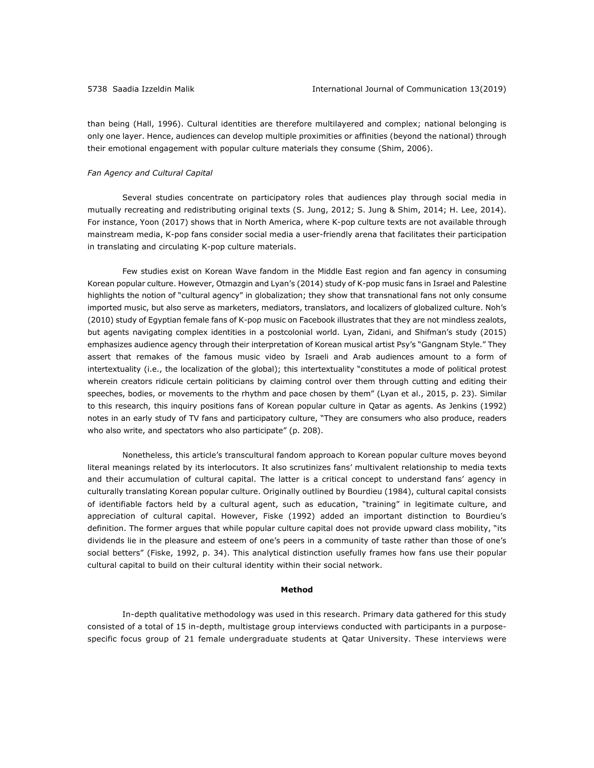than being (Hall, 1996). Cultural identities are therefore multilayered and complex; national belonging is only one layer. Hence, audiences can develop multiple proximities or affinities (beyond the national) through their emotional engagement with popular culture materials they consume (Shim, 2006).

### *Fan Agency and Cultural Capital*

Several studies concentrate on participatory roles that audiences play through social media in mutually recreating and redistributing original texts (S. Jung, 2012; S. Jung & Shim, 2014; H. Lee, 2014). For instance, Yoon (2017) shows that in North America, where K-pop culture texts are not available through mainstream media, K-pop fans consider social media a user-friendly arena that facilitates their participation in translating and circulating K-pop culture materials.

Few studies exist on Korean Wave fandom in the Middle East region and fan agency in consuming Korean popular culture. However, Otmazgin and Lyan's (2014) study of K-pop music fans in Israel and Palestine highlights the notion of "cultural agency" in globalization; they show that transnational fans not only consume imported music, but also serve as marketers, mediators, translators, and localizers of globalized culture. Noh's (2010) study of Egyptian female fans of K-pop music on Facebook illustrates that they are not mindless zealots, but agents navigating complex identities in a postcolonial world. Lyan, Zidani, and Shifman's study (2015) emphasizes audience agency through their interpretation of Korean musical artist Psy's "Gangnam Style." They assert that remakes of the famous music video by Israeli and Arab audiences amount to a form of intertextuality (i.e., the localization of the global); this intertextuality "constitutes a mode of political protest wherein creators ridicule certain politicians by claiming control over them through cutting and editing their speeches, bodies, or movements to the rhythm and pace chosen by them" (Lyan et al., 2015, p. 23). Similar to this research, this inquiry positions fans of Korean popular culture in Qatar as agents. As Jenkins (1992) notes in an early study of TV fans and participatory culture, "They are consumers who also produce, readers who also write, and spectators who also participate" (p. 208).

Nonetheless, this article's transcultural fandom approach to Korean popular culture moves beyond literal meanings related by its interlocutors. It also scrutinizes fans' multivalent relationship to media texts and their accumulation of cultural capital. The latter is a critical concept to understand fans' agency in culturally translating Korean popular culture. Originally outlined by Bourdieu (1984), cultural capital consists of identifiable factors held by a cultural agent, such as education, "training" in legitimate culture, and appreciation of cultural capital. However, Fiske (1992) added an important distinction to Bourdieu's definition. The former argues that while popular culture capital does not provide upward class mobility, "its dividends lie in the pleasure and esteem of one's peers in a community of taste rather than those of one's social betters" (Fiske, 1992, p. 34). This analytical distinction usefully frames how fans use their popular cultural capital to build on their cultural identity within their social network.

## Method

In-depth qualitative methodology was used in this research. Primary data gathered for this study consisted of a total of 15 in-depth, multistage group interviews conducted with participants in a purpose-specific focus group of 21 female undergraduate students at Qatar University. These interviews were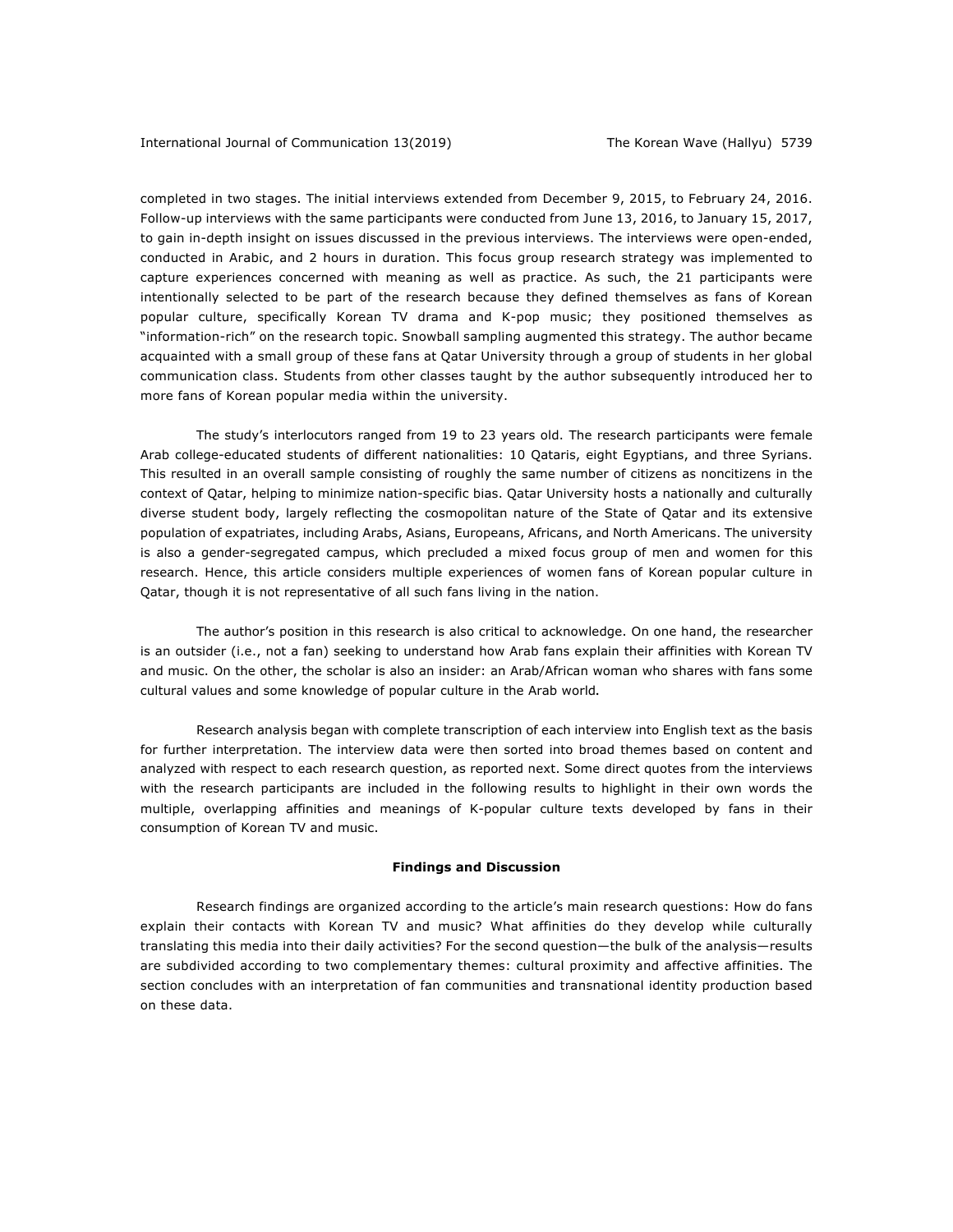completed in two stages. The initial interviews extended from December 9, 2015, to February 24, 2016. Follow-up interviews with the same participants were conducted from June 13, 2016, to January 15, 2017, to gain in-depth insight on issues discussed in the previous interviews. The interviews were open-ended, conducted in Arabic, and 2 hours in duration. This focus group research strategy was implemented to capture experiences concerned with meaning as well as practice. As such, the 21 participants were intentionally selected to be part of the research because they defined themselves as fans of Korean popular culture, specifically Korean TV drama and K-pop music; they positioned themselves as "information-rich" on the research topic. Snowball sampling augmented this strategy. The author became acquainted with a small group of these fans at Qatar University through a group of students in her global communication class. Students from other classes taught by the author subsequently introduced her to more fans of Korean popular media within the university.

The study's interlocutors ranged from 19 to 23 years old. The research participants were female Arab college-educated students of different nationalities: 10 Qataris, eight Egyptians, and three Syrians. This resulted in an overall sample consisting of roughly the same number of citizens as noncitizens in the context of Qatar, helping to minimize nation-specific bias. Qatar University hosts a nationally and culturally diverse student body, largely reflecting the cosmopolitan nature of the State of Qatar and its extensive population of expatriates, including Arabs, Asians, Europeans, Africans, and North Americans. The university is also a gender-segregated campus, which precluded a mixed focus group of men and women for this research. Hence, this article considers multiple experiences of women fans of Korean popular culture in Qatar, though it is not representative of all such fans living in the nation.

The author's position in this research is also critical to acknowledge. On one hand, the researcher is an outsider (i.e., not a fan) seeking to understand how Arab fans explain their affinities with Korean TV and music. On the other, the scholar is also an insider: an Arab/African woman who shares with fans some cultural values and some knowledge of popular culture in the Arab world.

Research analysis began with complete transcription of each interview into English text as the basis for further interpretation. The interview data were then sorted into broad themes based on content and analyzed with respect to each research question, as reported next. Some direct quotes from the interviews with the research participants are included in the following results to highlight in their own words the multiple, overlapping affinities and meanings of K-popular culture texts developed by fans in their consumption of Korean TV and music.

## Findings and Discussion

Research findings are organized according to the article's main research questions: How do fans explain their contacts with Korean TV and music? What affinities do they develop while culturally translating this media into their daily activities? For the second question—the bulk of the analysis—results are subdivided according to two complementary themes: cultural proximity and affective affinities. The section concludes with an interpretation of fan communities and transnational identity production based on these data.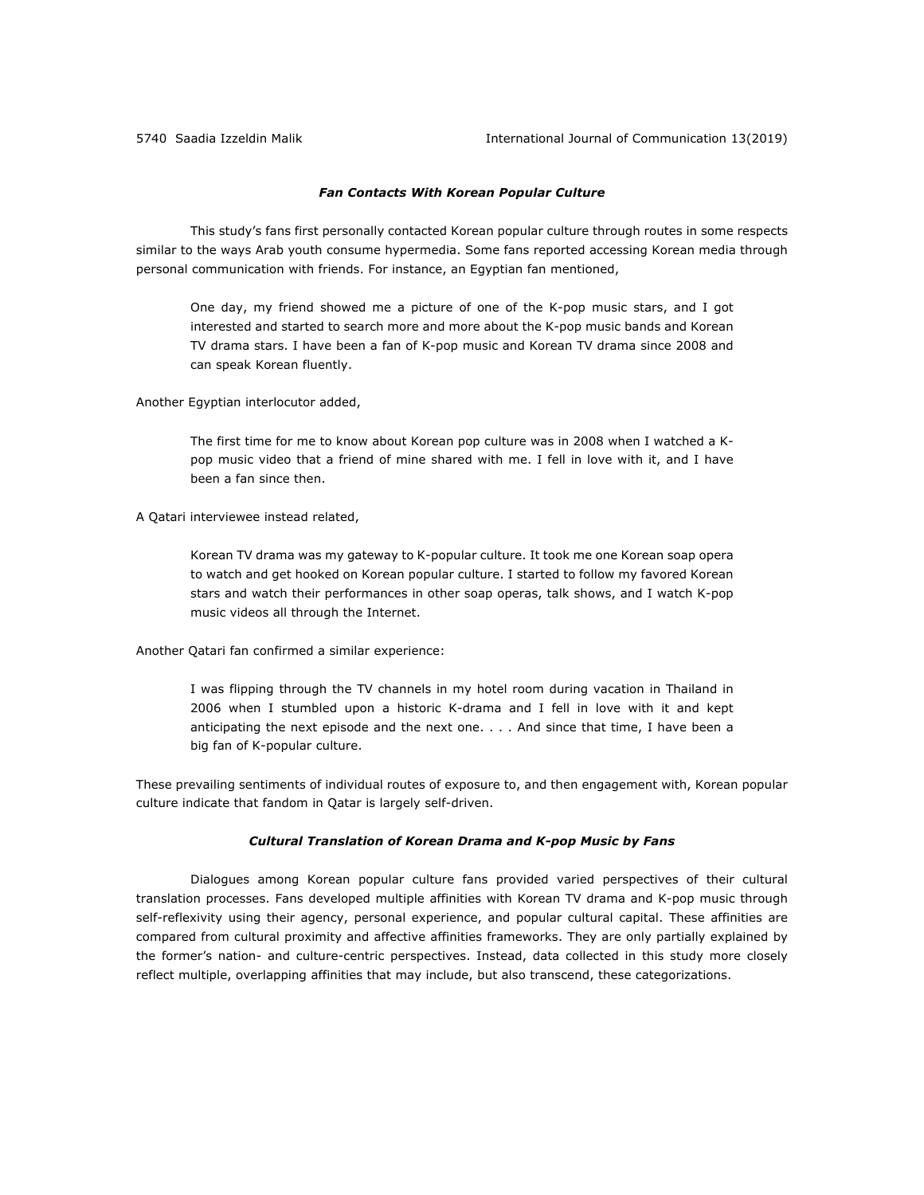### *Fan Contacts With Korean Popular Culture*

This study's fans first personally contacted Korean popular culture through routes in some respects similar to the ways Arab youth consume hypermedia. Some fans reported accessing Korean media through personal communication with friends. For instance, an Egyptian fan mentioned,

> One day, my friend showed me a picture of one of the K-pop music stars, and I got interested and started to search more and more about the K-pop music bands and Korean TV drama stars. I have been a fan of K-pop music and Korean TV drama since 2008 and can speak Korean fluently.

Another Egyptian interlocutor added,

> The first time for me to know about Korean pop culture was in 2008 when I watched a K-pop music video that a friend of mine shared with me. I fell in love with it, and I have been a fan since then.

A Qatari interviewee instead related,

> Korean TV drama was my gateway to K-popular culture. It took me one Korean soap opera to watch and get hooked on Korean popular culture. I started to follow my favored Korean stars and watch their performances in other soap operas, talk shows, and I watch K-pop music videos all through the Internet.

Another Qatari fan confirmed a similar experience:

> I was flipping through the TV channels in my hotel room during vacation in Thailand in 2006 when I stumbled upon a historic K-drama and I fell in love with it and kept anticipating the next episode and the next one. . . . And since that time, I have been a big fan of K-popular culture.

These prevailing sentiments of individual routes of exposure to, and then engagement with, Korean popular culture indicate that fandom in Qatar is largely self-driven.

### *Cultural Translation of Korean Drama and K-pop Music by Fans*

Dialogues among Korean popular culture fans provided varied perspectives of their cultural translation processes. Fans developed multiple affinities with Korean TV drama and K-pop music through self-reflexivity using their agency, personal experience, and popular cultural capital. These affinities are compared from cultural proximity and affective affinities frameworks. They are only partially explained by the former's nation- and culture-centric perspectives. Instead, data collected in this study more closely reflect multiple, overlapping affinities that may include, but also transcend, these categorizations.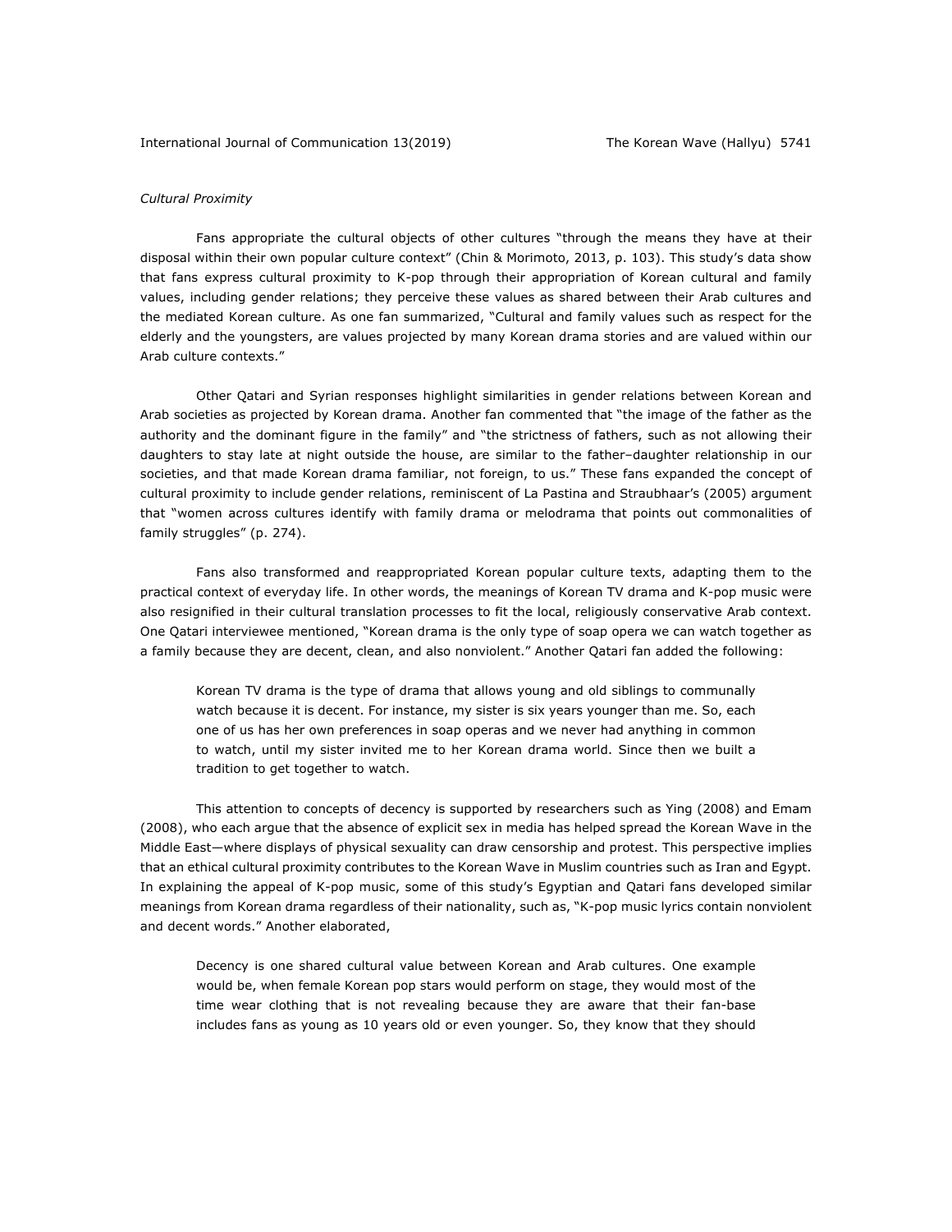*Cultural Proximity*

Fans appropriate the cultural objects of other cultures "through the means they have at their disposal within their own popular culture context" (Chin & Morimoto, 2013, p. 103). This study's data show that fans express cultural proximity to K-pop through their appropriation of Korean cultural and family values, including gender relations; they perceive these values as shared between their Arab cultures and the mediated Korean culture. As one fan summarized, "Cultural and family values such as respect for the elderly and the youngsters, are values projected by many Korean drama stories and are valued within our Arab culture contexts."

Other Qatari and Syrian responses highlight similarities in gender relations between Korean and Arab societies as projected by Korean drama. Another fan commented that "the image of the father as the authority and the dominant figure in the family" and "the strictness of fathers, such as not allowing their daughters to stay late at night outside the house, are similar to the father–daughter relationship in our societies, and that made Korean drama familiar, not foreign, to us." These fans expanded the concept of cultural proximity to include gender relations, reminiscent of La Pastina and Straubhaar's (2005) argument that "women across cultures identify with family drama or melodrama that points out commonalities of family struggles" (p. 274).

Fans also transformed and reappropriated Korean popular culture texts, adapting them to the practical context of everyday life. In other words, the meanings of Korean TV drama and K-pop music were also resignified in their cultural translation processes to fit the local, religiously conservative Arab context. One Qatari interviewee mentioned, "Korean drama is the only type of soap opera we can watch together as a family because they are decent, clean, and also nonviolent." Another Qatari fan added the following:

> Korean TV drama is the type of drama that allows young and old siblings to communally watch because it is decent. For instance, my sister is six years younger than me. So, each one of us has her own preferences in soap operas and we never had anything in common to watch, until my sister invited me to her Korean drama world. Since then we built a tradition to get together to watch.

This attention to concepts of decency is supported by researchers such as Ying (2008) and Emam (2008), who each argue that the absence of explicit sex in media has helped spread the Korean Wave in the Middle East—where displays of physical sexuality can draw censorship and protest. This perspective implies that an ethical cultural proximity contributes to the Korean Wave in Muslim countries such as Iran and Egypt. In explaining the appeal of K-pop music, some of this study's Egyptian and Qatari fans developed similar meanings from Korean drama regardless of their nationality, such as, "K-pop music lyrics contain nonviolent and decent words." Another elaborated,

> Decency is one shared cultural value between Korean and Arab cultures. One example would be, when female Korean pop stars would perform on stage, they would most of the time wear clothing that is not revealing because they are aware that their fan-base includes fans as young as 10 years old or even younger. So, they know that they should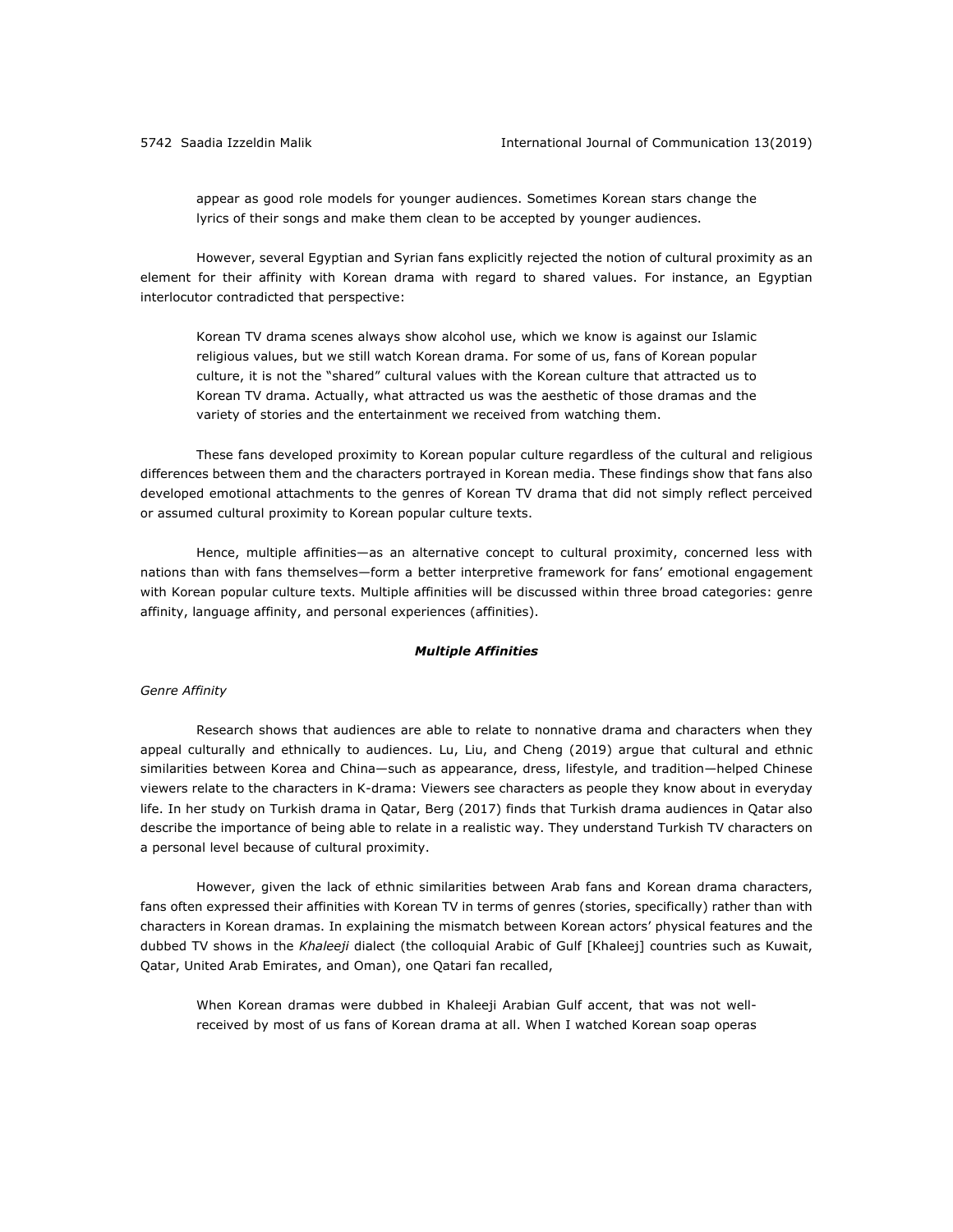> appear as good role models for younger audiences. Sometimes Korean stars change the lyrics of their songs and make them clean to be accepted by younger audiences.

However, several Egyptian and Syrian fans explicitly rejected the notion of cultural proximity as an element for their affinity with Korean drama with regard to shared values. For instance, an Egyptian interlocutor contradicted that perspective:

> Korean TV drama scenes always show alcohol use, which we know is against our Islamic religious values, but we still watch Korean drama. For some of us, fans of Korean popular culture, it is not the "shared" cultural values with the Korean culture that attracted us to Korean TV drama. Actually, what attracted us was the aesthetic of those dramas and the variety of stories and the entertainment we received from watching them.

These fans developed proximity to Korean popular culture regardless of the cultural and religious differences between them and the characters portrayed in Korean media. These findings show that fans also developed emotional attachments to the genres of Korean TV drama that did not simply reflect perceived or assumed cultural proximity to Korean popular culture texts.

Hence, multiple affinities—as an alternative concept to cultural proximity, concerned less with nations than with fans themselves—form a better interpretive framework for fans' emotional engagement with Korean popular culture texts. Multiple affinities will be discussed within three broad categories: genre affinity, language affinity, and personal experiences (affinities).

### ***Multiple Affinities***

#### *Genre Affinity*

Research shows that audiences are able to relate to nonnative drama and characters when they appeal culturally and ethnically to audiences. Lu, Liu, and Cheng (2019) argue that cultural and ethnic similarities between Korea and China—such as appearance, dress, lifestyle, and tradition—helped Chinese viewers relate to the characters in K-drama: Viewers see characters as people they know about in everyday life. In her study on Turkish drama in Qatar, Berg (2017) finds that Turkish drama audiences in Qatar also describe the importance of being able to relate in a realistic way. They understand Turkish TV characters on a personal level because of cultural proximity.

However, given the lack of ethnic similarities between Arab fans and Korean drama characters, fans often expressed their affinities with Korean TV in terms of genres (stories, specifically) rather than with characters in Korean dramas. In explaining the mismatch between Korean actors' physical features and the dubbed TV shows in the *Khaleeji* dialect (the colloquial Arabic of Gulf [Khaleej] countries such as Kuwait, Qatar, United Arab Emirates, and Oman), one Qatari fan recalled,

> When Korean dramas were dubbed in Khaleeji Arabian Gulf accent, that was not well-received by most of us fans of Korean drama at all. When I watched Korean soap operas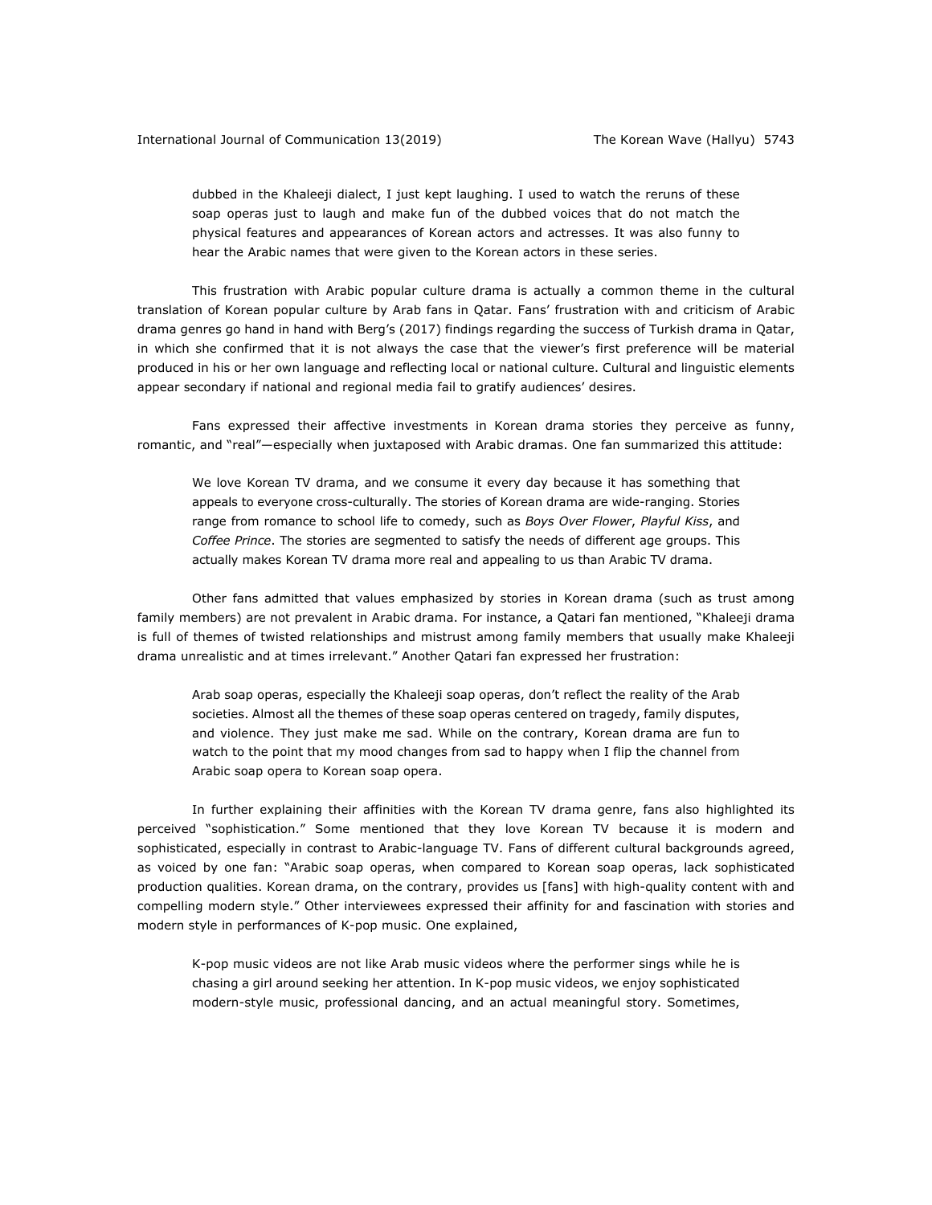> dubbed in the Khaleeji dialect, I just kept laughing. I used to watch the reruns of these soap operas just to laugh and make fun of the dubbed voices that do not match the physical features and appearances of Korean actors and actresses. It was also funny to hear the Arabic names that were given to the Korean actors in these series.

This frustration with Arabic popular culture drama is actually a common theme in the cultural translation of Korean popular culture by Arab fans in Qatar. Fans' frustration with and criticism of Arabic drama genres go hand in hand with Berg's (2017) findings regarding the success of Turkish drama in Qatar, in which she confirmed that it is not always the case that the viewer's first preference will be material produced in his or her own language and reflecting local or national culture. Cultural and linguistic elements appear secondary if national and regional media fail to gratify audiences' desires.

Fans expressed their affective investments in Korean drama stories they perceive as funny, romantic, and "real"—especially when juxtaposed with Arabic dramas. One fan summarized this attitude:

> We love Korean TV drama, and we consume it every day because it has something that appeals to everyone cross-culturally. The stories of Korean drama are wide-ranging. Stories range from romance to school life to comedy, such as *Boys Over Flower*, *Playful Kiss*, and *Coffee Prince*. The stories are segmented to satisfy the needs of different age groups. This actually makes Korean TV drama more real and appealing to us than Arabic TV drama.

Other fans admitted that values emphasized by stories in Korean drama (such as trust among family members) are not prevalent in Arabic drama. For instance, a Qatari fan mentioned, "Khaleeji drama is full of themes of twisted relationships and mistrust among family members that usually make Khaleeji drama unrealistic and at times irrelevant." Another Qatari fan expressed her frustration:

> Arab soap operas, especially the Khaleeji soap operas, don't reflect the reality of the Arab societies. Almost all the themes of these soap operas centered on tragedy, family disputes, and violence. They just make me sad. While on the contrary, Korean drama are fun to watch to the point that my mood changes from sad to happy when I flip the channel from Arabic soap opera to Korean soap opera.

In further explaining their affinities with the Korean TV drama genre, fans also highlighted its perceived "sophistication." Some mentioned that they love Korean TV because it is modern and sophisticated, especially in contrast to Arabic-language TV. Fans of different cultural backgrounds agreed, as voiced by one fan: "Arabic soap operas, when compared to Korean soap operas, lack sophisticated production qualities. Korean drama, on the contrary, provides us [fans] with high-quality content with and compelling modern style." Other interviewees expressed their affinity for and fascination with stories and modern style in performances of K-pop music. One explained,

> K-pop music videos are not like Arab music videos where the performer sings while he is chasing a girl around seeking her attention. In K-pop music videos, we enjoy sophisticated modern-style music, professional dancing, and an actual meaningful story. Sometimes,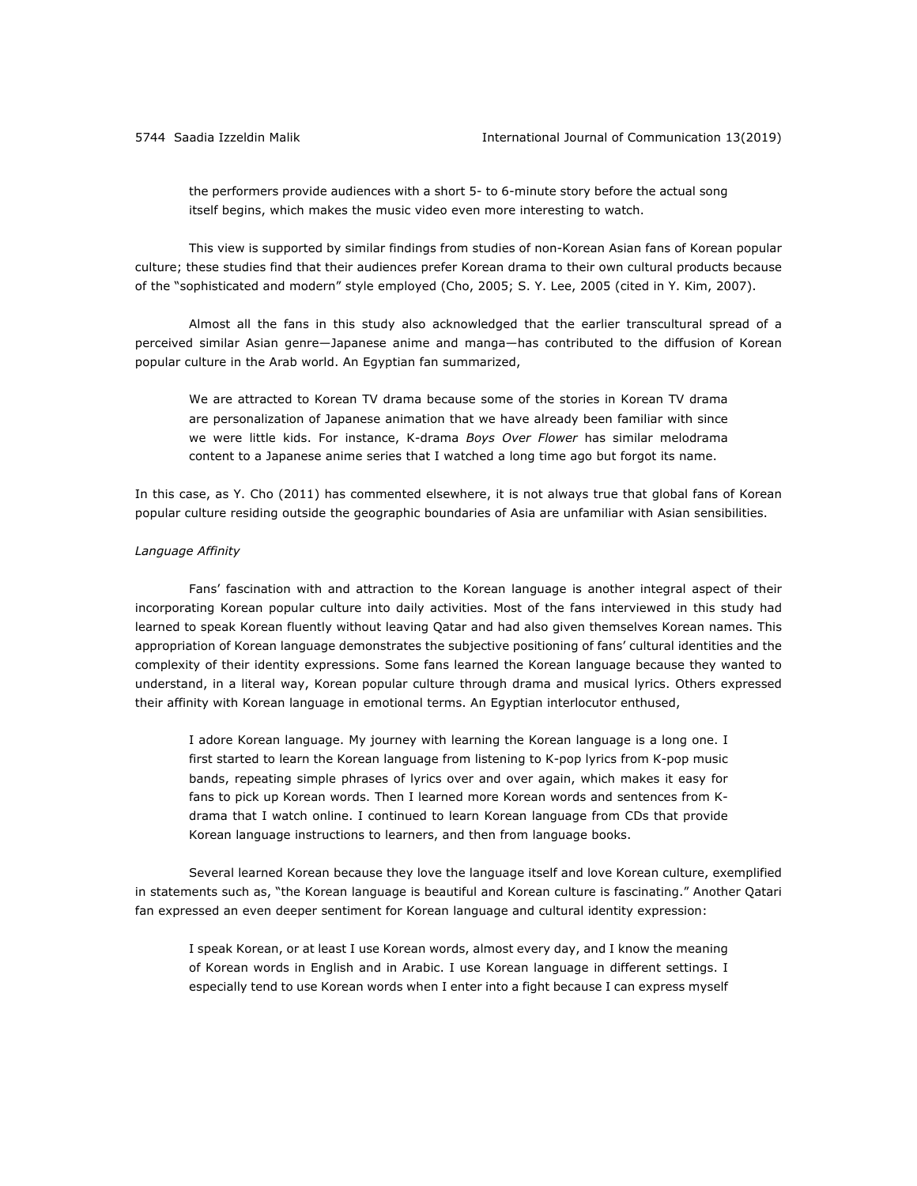> the performers provide audiences with a short 5- to 6-minute story before the actual song itself begins, which makes the music video even more interesting to watch.

This view is supported by similar findings from studies of non-Korean Asian fans of Korean popular culture; these studies find that their audiences prefer Korean drama to their own cultural products because of the "sophisticated and modern" style employed (Cho, 2005; S. Y. Lee, 2005 (cited in Y. Kim, 2007).

Almost all the fans in this study also acknowledged that the earlier transcultural spread of a perceived similar Asian genre—Japanese anime and manga—has contributed to the diffusion of Korean popular culture in the Arab world. An Egyptian fan summarized,

> We are attracted to Korean TV drama because some of the stories in Korean TV drama are personalization of Japanese animation that we have already been familiar with since we were little kids. For instance, K-drama *Boys Over Flower* has similar melodrama content to a Japanese anime series that I watched a long time ago but forgot its name.

In this case, as Y. Cho (2011) has commented elsewhere, it is not always true that global fans of Korean popular culture residing outside the geographic boundaries of Asia are unfamiliar with Asian sensibilities.

*Language Affinity*

Fans' fascination with and attraction to the Korean language is another integral aspect of their incorporating Korean popular culture into daily activities. Most of the fans interviewed in this study had learned to speak Korean fluently without leaving Qatar and had also given themselves Korean names. This appropriation of Korean language demonstrates the subjective positioning of fans' cultural identities and the complexity of their identity expressions. Some fans learned the Korean language because they wanted to understand, in a literal way, Korean popular culture through drama and musical lyrics. Others expressed their affinity with Korean language in emotional terms. An Egyptian interlocutor enthused,

> I adore Korean language. My journey with learning the Korean language is a long one. I first started to learn the Korean language from listening to K-pop lyrics from K-pop music bands, repeating simple phrases of lyrics over and over again, which makes it easy for fans to pick up Korean words. Then I learned more Korean words and sentences from K-drama that I watch online. I continued to learn Korean language from CDs that provide Korean language instructions to learners, and then from language books.

Several learned Korean because they love the language itself and love Korean culture, exemplified in statements such as, "the Korean language is beautiful and Korean culture is fascinating." Another Qatari fan expressed an even deeper sentiment for Korean language and cultural identity expression:

> I speak Korean, or at least I use Korean words, almost every day, and I know the meaning of Korean words in English and in Arabic. I use Korean language in different settings. I especially tend to use Korean words when I enter into a fight because I can express myself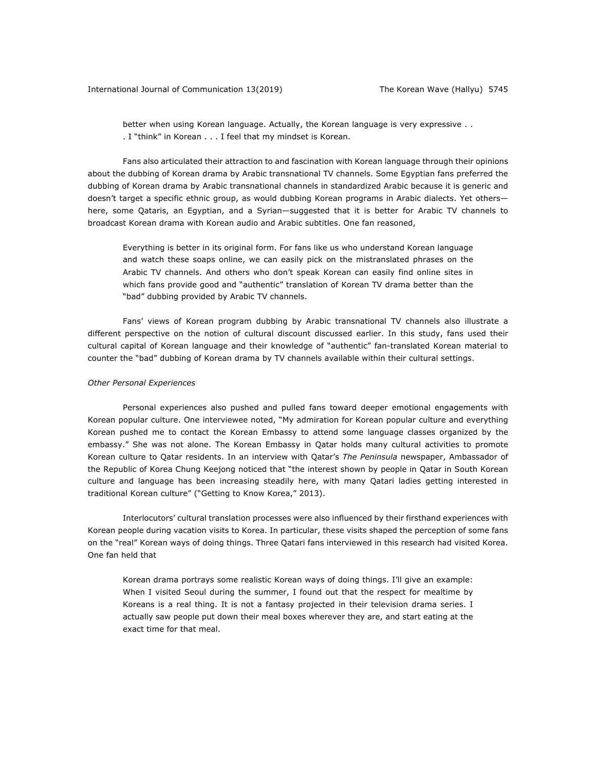> better when using Korean language. Actually, the Korean language is very expressive . . . I "think" in Korean . . . I feel that my mindset is Korean.

Fans also articulated their attraction to and fascination with Korean language through their opinions about the dubbing of Korean drama by Arabic transnational TV channels. Some Egyptian fans preferred the dubbing of Korean drama by Arabic transnational channels in standardized Arabic because it is generic and doesn't target a specific ethnic group, as would dubbing Korean programs in Arabic dialects. Yet others—here, some Qataris, an Egyptian, and a Syrian—suggested that it is better for Arabic TV channels to broadcast Korean drama with Korean audio and Arabic subtitles. One fan reasoned,

> Everything is better in its original form. For fans like us who understand Korean language and watch these soaps online, we can easily pick on the mistranslated phrases on the Arabic TV channels. And others who don't speak Korean can easily find online sites in which fans provide good and "authentic" translation of Korean TV drama better than the "bad" dubbing provided by Arabic TV channels.

Fans' views of Korean program dubbing by Arabic transnational TV channels also illustrate a different perspective on the notion of cultural discount discussed earlier. In this study, fans used their cultural capital of Korean language and their knowledge of "authentic" fan-translated Korean material to counter the "bad" dubbing of Korean drama by TV channels available within their cultural settings.

*Other Personal Experiences*

Personal experiences also pushed and pulled fans toward deeper emotional engagements with Korean popular culture. One interviewee noted, "My admiration for Korean popular culture and everything Korean pushed me to contact the Korean Embassy to attend some language classes organized by the embassy." She was not alone. The Korean Embassy in Qatar holds many cultural activities to promote Korean culture to Qatar residents. In an interview with Qatar's *The Peninsula* newspaper, Ambassador of the Republic of Korea Chung Keejong noticed that "the interest shown by people in Qatar in South Korean culture and language has been increasing steadily here, with many Qatari ladies getting interested in traditional Korean culture" ("Getting to Know Korea," 2013).

Interlocutors' cultural translation processes were also influenced by their firsthand experiences with Korean people during vacation visits to Korea. In particular, these visits shaped the perception of some fans on the "real" Korean ways of doing things. Three Qatari fans interviewed in this research had visited Korea. One fan held that

> Korean drama portrays some realistic Korean ways of doing things. I'll give an example: When I visited Seoul during the summer, I found out that the respect for mealtime by Koreans is a real thing. It is not a fantasy projected in their television drama series. I actually saw people put down their meal boxes wherever they are, and start eating at the exact time for that meal.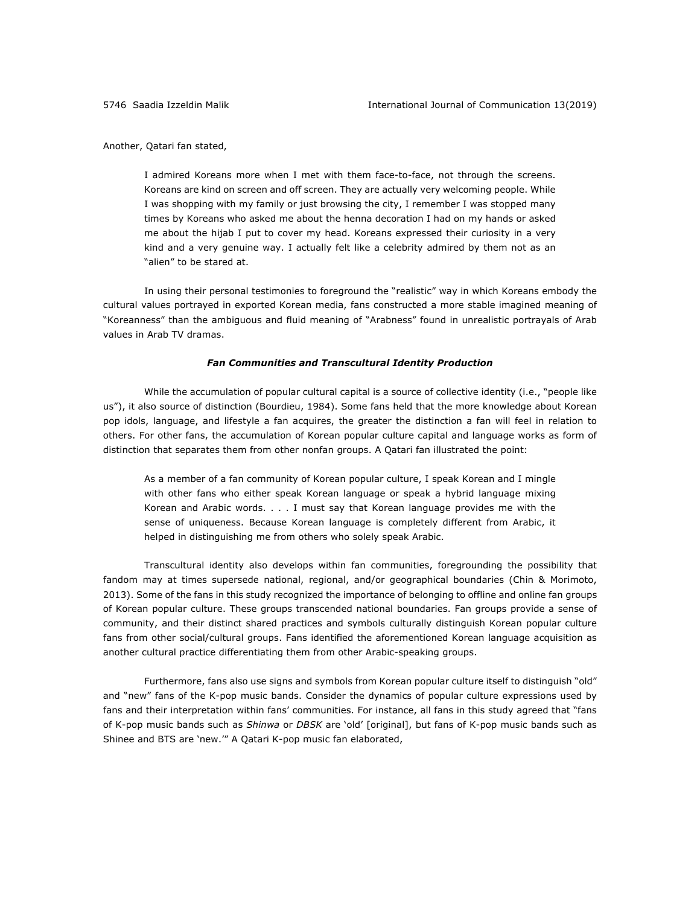Another, Qatari fan stated,

> I admired Koreans more when I met with them face-to-face, not through the screens. Koreans are kind on screen and off screen. They are actually very welcoming people. While I was shopping with my family or just browsing the city, I remember I was stopped many times by Koreans who asked me about the henna decoration I had on my hands or asked me about the hijab I put to cover my head. Koreans expressed their curiosity in a very kind and a very genuine way. I actually felt like a celebrity admired by them not as an "alien" to be stared at.

In using their personal testimonies to foreground the "realistic" way in which Koreans embody the cultural values portrayed in exported Korean media, fans constructed a more stable imagined meaning of "Koreanness" than the ambiguous and fluid meaning of "Arabness" found in unrealistic portrayals of Arab values in Arab TV dramas.

### *Fan Communities and Transcultural Identity Production*

While the accumulation of popular cultural capital is a source of collective identity (i.e., "people like us"), it also source of distinction (Bourdieu, 1984). Some fans held that the more knowledge about Korean pop idols, language, and lifestyle a fan acquires, the greater the distinction a fan will feel in relation to others. For other fans, the accumulation of Korean popular culture capital and language works as form of distinction that separates them from other nonfan groups. A Qatari fan illustrated the point:

> As a member of a fan community of Korean popular culture, I speak Korean and I mingle with other fans who either speak Korean language or speak a hybrid language mixing Korean and Arabic words. . . . I must say that Korean language provides me with the sense of uniqueness. Because Korean language is completely different from Arabic, it helped in distinguishing me from others who solely speak Arabic.

Transcultural identity also develops within fan communities, foregrounding the possibility that fandom may at times supersede national, regional, and/or geographical boundaries (Chin & Morimoto, 2013). Some of the fans in this study recognized the importance of belonging to offline and online fan groups of Korean popular culture. These groups transcended national boundaries. Fan groups provide a sense of community, and their distinct shared practices and symbols culturally distinguish Korean popular culture fans from other social/cultural groups. Fans identified the aforementioned Korean language acquisition as another cultural practice differentiating them from other Arabic-speaking groups.

Furthermore, fans also use signs and symbols from Korean popular culture itself to distinguish "old" and "new" fans of the K-pop music bands. Consider the dynamics of popular culture expressions used by fans and their interpretation within fans' communities. For instance, all fans in this study agreed that "fans of K-pop music bands such as *Shinwa* or *DBSK* are 'old' [original], but fans of K-pop music bands such as Shinee and BTS are 'new.'" A Qatari K-pop music fan elaborated,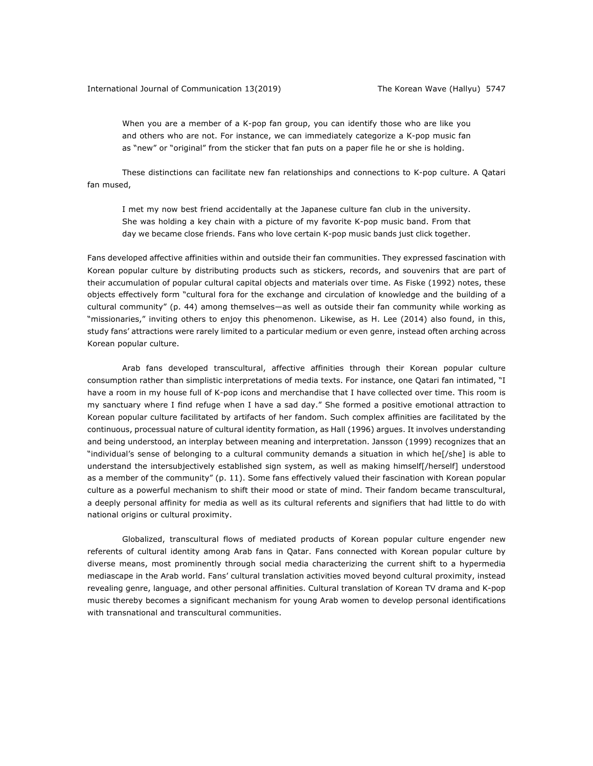> When you are a member of a K-pop fan group, you can identify those who are like you and others who are not. For instance, we can immediately categorize a K-pop music fan as "new" or "original" from the sticker that fan puts on a paper file he or she is holding.

These distinctions can facilitate new fan relationships and connections to K-pop culture. A Qatari fan mused,

> I met my now best friend accidentally at the Japanese culture fan club in the university. She was holding a key chain with a picture of my favorite K-pop music band. From that day we became close friends. Fans who love certain K-pop music bands just click together.

Fans developed affective affinities within and outside their fan communities. They expressed fascination with Korean popular culture by distributing products such as stickers, records, and souvenirs that are part of their accumulation of popular cultural capital objects and materials over time. As Fiske (1992) notes, these objects effectively form "cultural fora for the exchange and circulation of knowledge and the building of a cultural community" (p. 44) among themselves—as well as outside their fan community while working as "missionaries," inviting others to enjoy this phenomenon. Likewise, as H. Lee (2014) also found, in this, study fans' attractions were rarely limited to a particular medium or even genre, instead often arching across Korean popular culture.

Arab fans developed transcultural, affective affinities through their Korean popular culture consumption rather than simplistic interpretations of media texts. For instance, one Qatari fan intimated, "I have a room in my house full of K-pop icons and merchandise that I have collected over time. This room is my sanctuary where I find refuge when I have a sad day." She formed a positive emotional attraction to Korean popular culture facilitated by artifacts of her fandom. Such complex affinities are facilitated by the continuous, processual nature of cultural identity formation, as Hall (1996) argues. It involves understanding and being understood, an interplay between meaning and interpretation. Jansson (1999) recognizes that an "individual's sense of belonging to a cultural community demands a situation in which he[/she] is able to understand the intersubjectively established sign system, as well as making himself[/herself] understood as a member of the community" (p. 11). Some fans effectively valued their fascination with Korean popular culture as a powerful mechanism to shift their mood or state of mind. Their fandom became transcultural, a deeply personal affinity for media as well as its cultural referents and signifiers that had little to do with national origins or cultural proximity.

Globalized, transcultural flows of mediated products of Korean popular culture engender new referents of cultural identity among Arab fans in Qatar. Fans connected with Korean popular culture by diverse means, most prominently through social media characterizing the current shift to a hypermedia mediascape in the Arab world. Fans' cultural translation activities moved beyond cultural proximity, instead revealing genre, language, and other personal affinities. Cultural translation of Korean TV drama and K-pop music thereby becomes a significant mechanism for young Arab women to develop personal identifications with transnational and transcultural communities.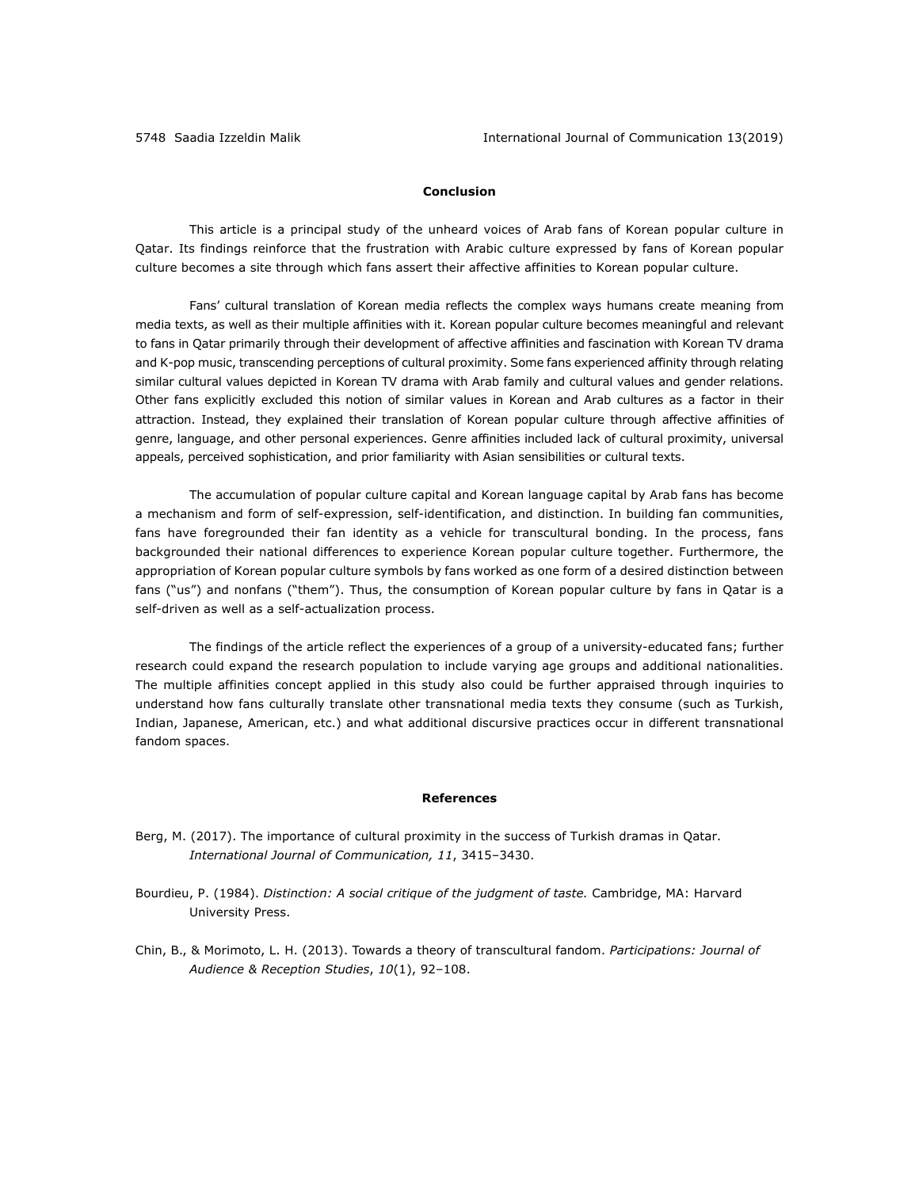## Conclusion

This article is a principal study of the unheard voices of Arab fans of Korean popular culture in Qatar. Its findings reinforce that the frustration with Arabic culture expressed by fans of Korean popular culture becomes a site through which fans assert their affective affinities to Korean popular culture.

Fans' cultural translation of Korean media reflects the complex ways humans create meaning from media texts, as well as their multiple affinities with it. Korean popular culture becomes meaningful and relevant to fans in Qatar primarily through their development of affective affinities and fascination with Korean TV drama and K-pop music, transcending perceptions of cultural proximity. Some fans experienced affinity through relating similar cultural values depicted in Korean TV drama with Arab family and cultural values and gender relations. Other fans explicitly excluded this notion of similar values in Korean and Arab cultures as a factor in their attraction. Instead, they explained their translation of Korean popular culture through affective affinities of genre, language, and other personal experiences. Genre affinities included lack of cultural proximity, universal appeals, perceived sophistication, and prior familiarity with Asian sensibilities or cultural texts.

The accumulation of popular culture capital and Korean language capital by Arab fans has become a mechanism and form of self-expression, self-identification, and distinction. In building fan communities, fans have foregrounded their fan identity as a vehicle for transcultural bonding. In the process, fans backgrounded their national differences to experience Korean popular culture together. Furthermore, the appropriation of Korean popular culture symbols by fans worked as one form of a desired distinction between fans ("us") and nonfans ("them"). Thus, the consumption of Korean popular culture by fans in Qatar is a self-driven as well as a self-actualization process.

The findings of the article reflect the experiences of a group of a university-educated fans; further research could expand the research population to include varying age groups and additional nationalities. The multiple affinities concept applied in this study also could be further appraised through inquiries to understand how fans culturally translate other transnational media texts they consume (such as Turkish, Indian, Japanese, American, etc.) and what additional discursive practices occur in different transnational fandom spaces.

## References

Berg, M. (2017). The importance of cultural proximity in the success of Turkish dramas in Qatar. *International Journal of Communication, 11*, 3415–3430.

Bourdieu, P. (1984). *Distinction: A social critique of the judgment of taste.* Cambridge, MA: Harvard University Press.

Chin, B., & Morimoto, L. H. (2013). Towards a theory of transcultural fandom. *Participations: Journal of Audience & Reception Studies*, *10*(1), 92–108.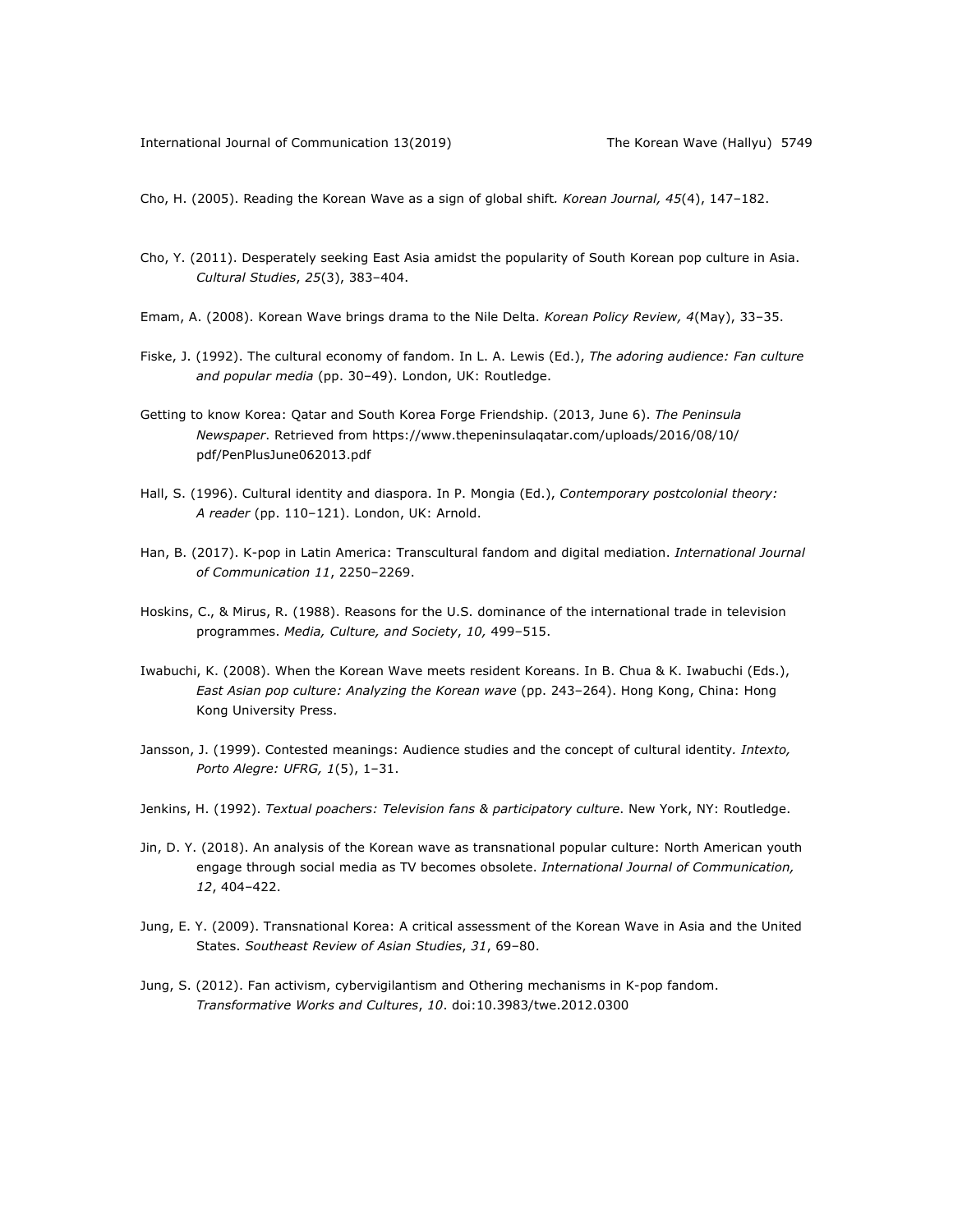Cho, H. (2005). Reading the Korean Wave as a sign of global shift. *Korean Journal, 45*(4), 147–182.

Cho, Y. (2011). Desperately seeking East Asia amidst the popularity of South Korean pop culture in Asia. *Cultural Studies*, *25*(3), 383–404.

Emam, A. (2008). Korean Wave brings drama to the Nile Delta. *Korean Policy Review, 4*(May), 33–35.

Fiske, J. (1992). The cultural economy of fandom. In L. A. Lewis (Ed.), *The adoring audience: Fan culture and popular media* (pp. 30–49). London, UK: Routledge.

Getting to know Korea: Qatar and South Korea Forge Friendship. (2013, June 6). *The Peninsula Newspaper*. Retrieved from https://www.thepeninsulaqatar.com/uploads/2016/08/10/pdf/PenPlusJune062013.pdf

Hall, S. (1996). Cultural identity and diaspora. In P. Mongia (Ed.), *Contemporary postcolonial theory: A reader* (pp. 110–121). London, UK: Arnold.

Han, B. (2017). K-pop in Latin America: Transcultural fandom and digital mediation. *International Journal of Communication 11*, 2250–2269.

Hoskins, C., & Mirus, R. (1988). Reasons for the U.S. dominance of the international trade in television programmes. *Media, Culture, and Society*, *10,* 499–515.

Iwabuchi, K. (2008). When the Korean Wave meets resident Koreans. In B. Chua & K. Iwabuchi (Eds.), *East Asian pop culture: Analyzing the Korean wave* (pp. 243–264). Hong Kong, China: Hong Kong University Press.

Jansson, J. (1999). Contested meanings: Audience studies and the concept of cultural identity. *Intexto, Porto Alegre: UFRG, 1*(5), 1–31.

Jenkins, H. (1992). *Textual poachers: Television fans & participatory culture*. New York, NY: Routledge.

Jin, D. Y. (2018). An analysis of the Korean wave as transnational popular culture: North American youth engage through social media as TV becomes obsolete. *International Journal of Communication, 12*, 404–422.

Jung, E. Y. (2009). Transnational Korea: A critical assessment of the Korean Wave in Asia and the United States. *Southeast Review of Asian Studies*, *31*, 69–80.

Jung, S. (2012). Fan activism, cybervigilantism and Othering mechanisms in K-pop fandom. *Transformative Works and Cultures*, *10*. doi:10.3983/twe.2012.0300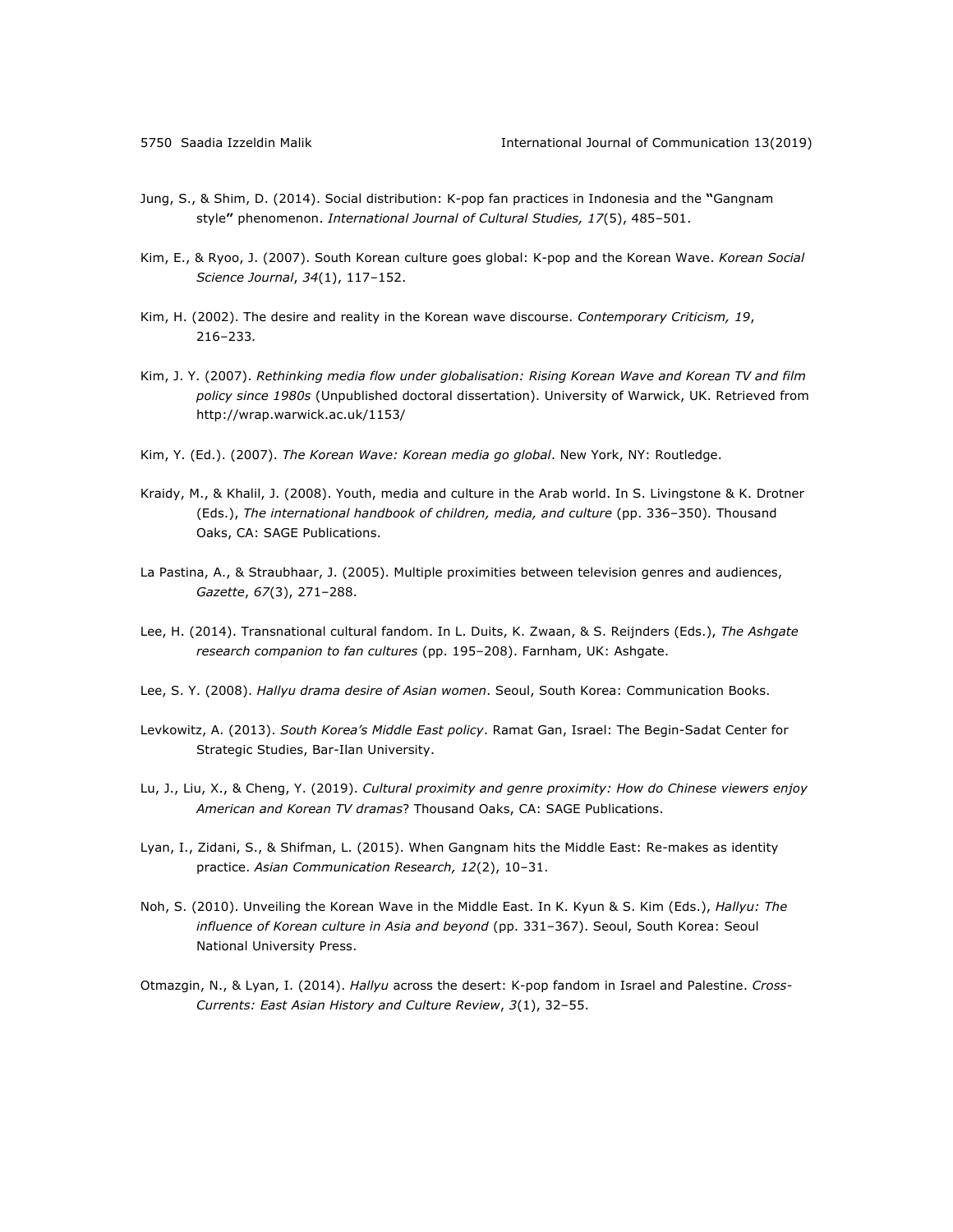Jung, S., & Shim, D. (2014). Social distribution: K-pop fan practices in Indonesia and the "Gangnam style" phenomenon. *International Journal of Cultural Studies, 17*(5), 485–501.

Kim, E., & Ryoo, J. (2007). South Korean culture goes global: K-pop and the Korean Wave. *Korean Social Science Journal*, *34*(1), 117–152.

Kim, H. (2002). The desire and reality in the Korean wave discourse. *Contemporary Criticism, 19*, 216–233*.*

Kim, J. Y. (2007). *Rethinking media flow under globalisation: Rising Korean Wave and Korean TV and film policy since 1980s* (Unpublished doctoral dissertation). University of Warwick, UK. Retrieved from http://wrap.warwick.ac.uk/1153/

Kim, Y. (Ed.). (2007). *The Korean Wave: Korean media go global*. New York, NY: Routledge.

Kraidy, M., & Khalil, J. (2008). Youth, media and culture in the Arab world. In S. Livingstone & K. Drotner (Eds.), *The international handbook of children, media, and culture* (pp. 336–350)*.* Thousand Oaks, CA: SAGE Publications.

La Pastina, A., & Straubhaar, J. (2005). Multiple proximities between television genres and audiences, *Gazette*, *67*(3), 271–288.

Lee, H. (2014). Transnational cultural fandom. In L. Duits, K. Zwaan, & S. Reijnders (Eds.), *The Ashgate research companion to fan cultures* (pp. 195–208). Farnham, UK: Ashgate.

Lee, S. Y. (2008). *Hallyu drama desire of Asian women*. Seoul, South Korea: Communication Books.

Levkowitz, A. (2013). *South Korea's Middle East policy*. Ramat Gan, Israel: The Begin-Sadat Center for Strategic Studies, Bar-Ilan University.

Lu, J., Liu, X., & Cheng, Y. (2019). *Cultural proximity and genre proximity: How do Chinese viewers enjoy American and Korean TV dramas*? Thousand Oaks, CA: SAGE Publications.

Lyan, I., Zidani, S., & Shifman, L. (2015). When Gangnam hits the Middle East: Re-makes as identity practice. *Asian Communication Research, 12*(2), 10–31.

Noh, S. (2010). Unveiling the Korean Wave in the Middle East. In K. Kyun & S. Kim (Eds.), *Hallyu: The influence of Korean culture in Asia and beyond* (pp. 331–367). Seoul, South Korea: Seoul National University Press.

Otmazgin, N., & Lyan, I. (2014). *Hallyu* across the desert: K-pop fandom in Israel and Palestine. *Cross-Currents: East Asian History and Culture Review*, *3*(1), 32–55.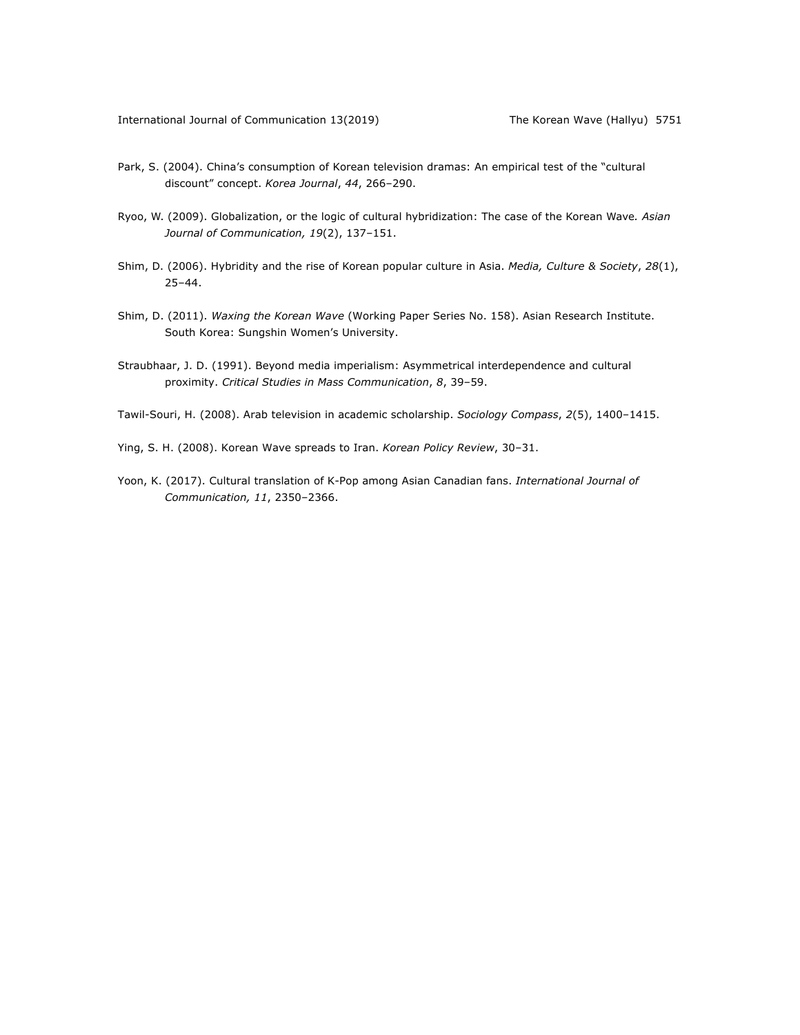Park, S. (2004). China's consumption of Korean television dramas: An empirical test of the "cultural discount" concept. *Korea Journal*, *44*, 266–290.

Ryoo, W. (2009). Globalization, or the logic of cultural hybridization: The case of the Korean Wave. *Asian Journal of Communication, 19*(2), 137–151.

Shim, D. (2006). Hybridity and the rise of Korean popular culture in Asia. *Media, Culture & Society*, *28*(1), 25–44.

Shim, D. (2011). *Waxing the Korean Wave* (Working Paper Series No. 158). Asian Research Institute. South Korea: Sungshin Women's University.

Straubhaar, J. D. (1991). Beyond media imperialism: Asymmetrical interdependence and cultural proximity. *Critical Studies in Mass Communication*, *8*, 39–59.

Tawil-Souri, H. (2008). Arab television in academic scholarship. *Sociology Compass*, *2*(5), 1400–1415.

Ying, S. H. (2008). Korean Wave spreads to Iran. *Korean Policy Review*, 30–31.

Yoon, K. (2017). Cultural translation of K-Pop among Asian Canadian fans. *International Journal of Communication, 11*, 2350–2366.